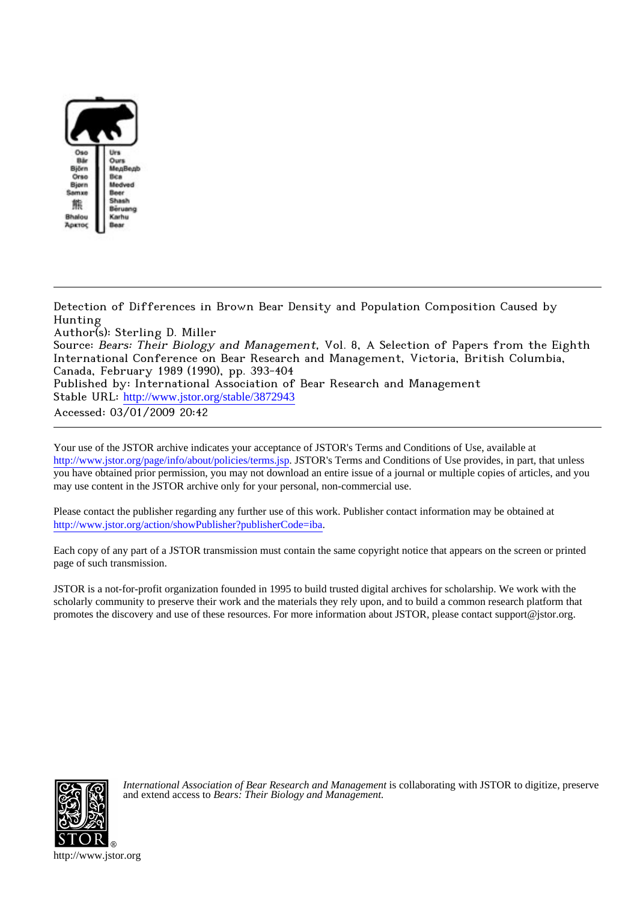Detection of Differences in Brown Bear Density and Population Composition Caused by Hunting
Author(s): Sterling D. Miller
Source: *Bears: Their Biology and Management*, Vol. 8, A Selection of Papers from the Eighth International Conference on Bear Research and Management, Victoria, British Columbia, Canada, February 1989 (1990), pp. 393-404
Published by: International Association of Bear Research and Management
Stable URL: http://www.jstor.org/stable/3872943
Accessed: 03/01/2009 20:42

Your use of the JSTOR archive indicates your acceptance of JSTOR's Terms and Conditions of Use, available at http://www.jstor.org/page/info/about/policies/terms.jsp. JSTOR's Terms and Conditions of Use provides, in part, that unless you have obtained prior permission, you may not download an entire issue of a journal or multiple copies of articles, and you may use content in the JSTOR archive only for your personal, non-commercial use.

Please contact the publisher regarding any further use of this work. Publisher contact information may be obtained at http://www.jstor.org/action/showPublisher?publisherCode=iba.

Each copy of any part of a JSTOR transmission must contain the same copyright notice that appears on the screen or printed page of such transmission.

JSTOR is a not-for-profit organization founded in 1995 to build trusted digital archives for scholarship. We work with the scholarly community to preserve their work and the materials they rely upon, and to build a common research platform that promotes the discovery and use of these resources. For more information about JSTOR, please contact support@jstor.org.

*International Association of Bear Research and Management* is collaborating with JSTOR to digitize, preserve and extend access to *Bears: Their Biology and Management.*

http://www.jstor.org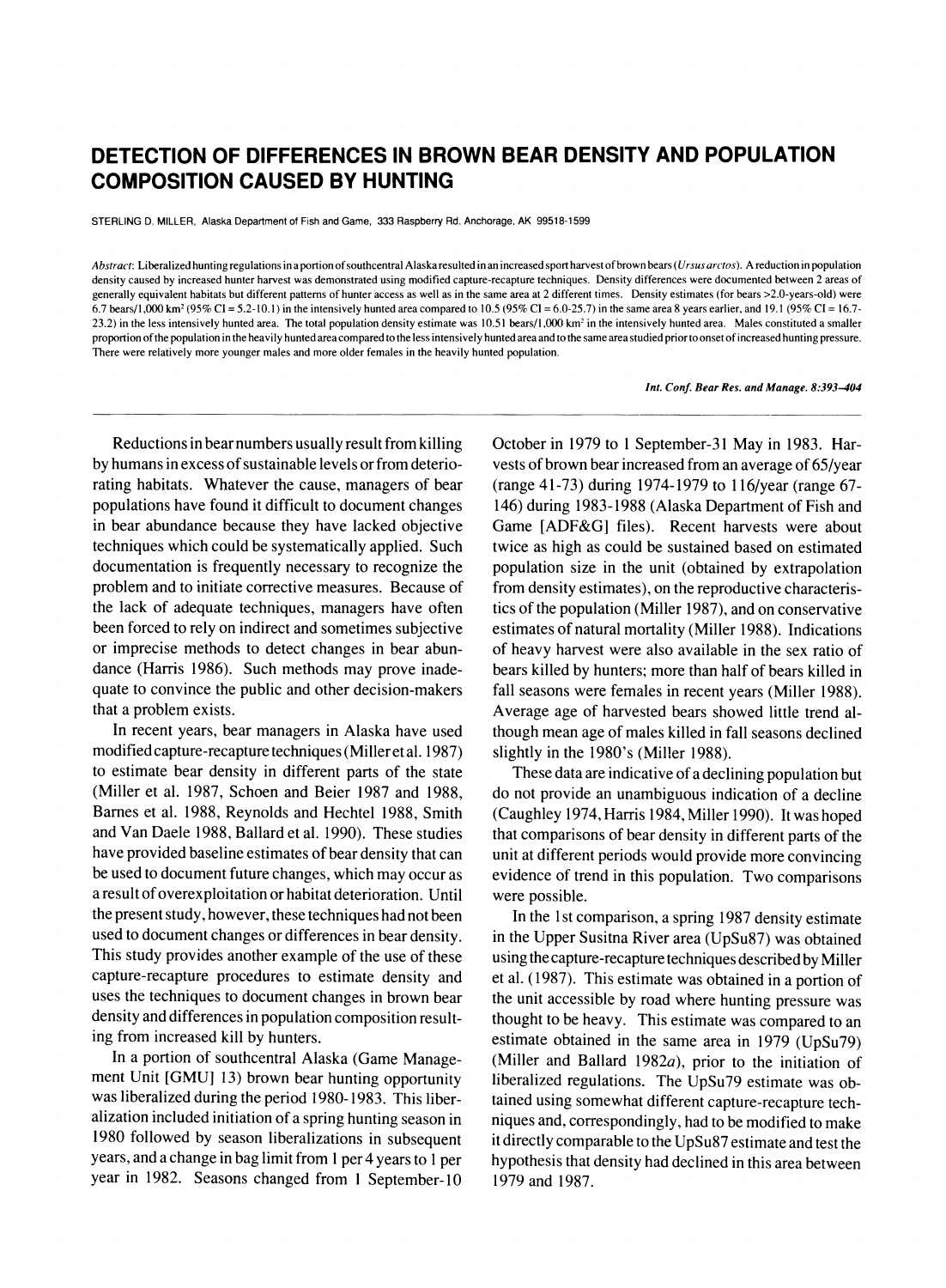# DETECTION OF DIFFERENCES IN BROWN BEAR DENSITY AND POPULATION COMPOSITION CAUSED BY HUNTING

STERLING D. MILLER, Alaska Department of Fish and Game, 333 Raspberry Rd. Anchorage, AK 99518-1599

*Abstract*: Liberalized hunting regulations in a portion of southcentral Alaska resulted in an increased sport harvest of brown bears (*Ursus arctos*). A reduction in population density caused by increased hunter harvest was demonstrated using modified capture-recapture techniques. Density differences were documented between 2 areas of generally equivalent habitats but different patterns of hunter access as well as in the same area at 2 different times. Density estimates (for bears >2.0-years-old) were 6.7 bears/1,000 km$^2$ (95% CI = 5.2-10.1) in the intensively hunted area compared to 10.5 (95% CI = 6.0-25.7) in the same area 8 years earlier, and 19.1 (95% CI = 16.7-23.2) in the less intensively hunted area. The total population density estimate was 10.51 bears/1,000 km$^2$ in the intensively hunted area. Males constituted a smaller proportion of the population in the heavily hunted area compared to the less intensively hunted area and to the same area studied prior to onset of increased hunting pressure. There were relatively more younger males and more older females in the heavily hunted population.

*Int. Conf. Bear Res. and Manage. 8:393–404*

Reductions in bear numbers usually result from killing by humans in excess of sustainable levels or from deteriorating habitats. Whatever the cause, managers of bear populations have found it difficult to document changes in bear abundance because they have lacked objective techniques which could be systematically applied. Such documentation is frequently necessary to recognize the problem and to initiate corrective measures. Because of the lack of adequate techniques, managers have often been forced to rely on indirect and sometimes subjective or imprecise methods to detect changes in bear abundance (Harris 1986). Such methods may prove inadequate to convince the public and other decision-makers that a problem exists.

In recent years, bear managers in Alaska have used modified capture-recapture techniques (Miller et al. 1987) to estimate bear density in different parts of the state (Miller et al. 1987, Schoen and Beier 1987 and 1988, Barnes et al. 1988, Reynolds and Hechtel 1988, Smith and Van Daele 1988, Ballard et al. 1990). These studies have provided baseline estimates of bear density that can be used to document future changes, which may occur as a result of overexploitation or habitat deterioration. Until the present study, however, these techniques had not been used to document changes or differences in bear density. This study provides another example of the use of these capture-recapture procedures to estimate density and uses the techniques to document changes in brown bear density and differences in population composition resulting from increased kill by hunters.

In a portion of southcentral Alaska (Game Management Unit [GMU] 13) brown bear hunting opportunity was liberalized during the period 1980-1983. This liberalization included initiation of a spring hunting season in 1980 followed by season liberalizations in subsequent years, and a change in bag limit from 1 per 4 years to 1 per year in 1982. Seasons changed from 1 September-10 October in 1979 to 1 September-31 May in 1983. Harvests of brown bear increased from an average of 65/year (range 41-73) during 1974-1979 to 116/year (range 67-146) during 1983-1988 (Alaska Department of Fish and Game [ADF&G] files). Recent harvests were about twice as high as could be sustained based on estimated population size in the unit (obtained by extrapolation from density estimates), on the reproductive characteristics of the population (Miller 1987), and on conservative estimates of natural mortality (Miller 1988). Indications of heavy harvest were also available in the sex ratio of bears killed by hunters; more than half of bears killed in fall seasons were females in recent years (Miller 1988). Average age of harvested bears showed little trend although mean age of males killed in fall seasons declined slightly in the 1980's (Miller 1988).

These data are indicative of a declining population but do not provide an unambiguous indication of a decline (Caughley 1974, Harris 1984, Miller 1990). It was hoped that comparisons of bear density in different parts of the unit at different periods would provide more convincing evidence of trend in this population. Two comparisons were possible.

In the 1st comparison, a spring 1987 density estimate in the Upper Susitna River area (UpSu87) was obtained using the capture-recapture techniques described by Miller et al. (1987). This estimate was obtained in a portion of the unit accessible by road where hunting pressure was thought to be heavy. This estimate was compared to an estimate obtained in the same area in 1979 (UpSu79) (Miller and Ballard 1982*a*), prior to the initiation of liberalized regulations. The UpSu79 estimate was obtained using somewhat different capture-recapture techniques and, correspondingly, had to be modified to make it directly comparable to the UpSu87 estimate and test the hypothesis that density had declined in this area between 1979 and 1987.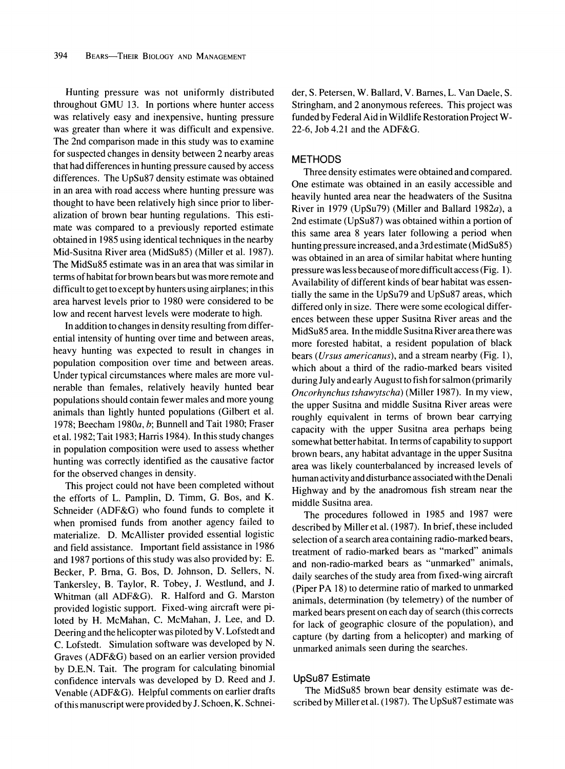Hunting pressure was not uniformly distributed throughout GMU 13. In portions where hunter access was relatively easy and inexpensive, hunting pressure was greater than where it was difficult and expensive. The 2nd comparison made in this study was to examine for suspected changes in density between 2 nearby areas that had differences in hunting pressure caused by access differences. The UpSu87 density estimate was obtained in an area with road access where hunting pressure was thought to have been relatively high since prior to liberalization of brown bear hunting regulations. This estimate was compared to a previously reported estimate obtained in 1985 using identical techniques in the nearby Mid-Susitna River area (MidSu85) (Miller et al. 1987). The MidSu85 estimate was in an area that was similar in terms of habitat for brown bears but was more remote and difficult to get to except by hunters using airplanes; in this area harvest levels prior to 1980 were considered to be low and recent harvest levels were moderate to high.

In addition to changes in density resulting from differential intensity of hunting over time and between areas, heavy hunting was expected to result in changes in population composition over time and between areas. Under typical circumstances where males are more vulnerable than females, relatively heavily hunted bear populations should contain fewer males and more young animals than lightly hunted populations (Gilbert et al. 1978; Beecham 1980*a*, *b*; Bunnell and Tait 1980; Fraser et al. 1982; Tait 1983; Harris 1984). In this study changes in population composition were used to assess whether hunting was correctly identified as the causative factor for the observed changes in density.

This project could not have been completed without the efforts of L. Pamplin, D. Timm, G. Bos, and K. Schneider (ADF&G) who found funds to complete it when promised funds from another agency failed to materialize. D. McAllister provided essential logistic and field assistance. Important field assistance in 1986 and 1987 portions of this study was also provided by: E. Becker, P. Brna, G. Bos, D. Johnson, D. Sellers, N. Tankersley, B. Taylor, R. Tobey, J. Westlund, and J. Whitman (all ADF&G). R. Halford and G. Marston provided logistic support. Fixed-wing aircraft were piloted by H. McMahan, C. McMahan, J. Lee, and D. Deering and the helicopter was piloted by V. Lofstedt and C. Lofstedt. Simulation software was developed by N. Graves (ADF&G) based on an earlier version provided by D.E.N. Tait. The program for calculating binomial confidence intervals was developed by D. Reed and J. Venable (ADF&G). Helpful comments on earlier drafts of this manuscript were provided by J. Schoen, K. Schneider, S. Petersen, W. Ballard, V. Barnes, L. Van Daele, S. Stringham, and 2 anonymous referees. This project was funded by Federal Aid in Wildlife Restoration Project W-22-6, Job 4.21 and the ADF&G.

## METHODS

Three density estimates were obtained and compared. One estimate was obtained in an easily accessible and heavily hunted area near the headwaters of the Susitna River in 1979 (UpSu79) (Miller and Ballard 1982*a*), a 2nd estimate (UpSu87) was obtained within a portion of this same area 8 years later following a period when hunting pressure increased, and a 3rd estimate (MidSu85) was obtained in an area of similar habitat where hunting pressure was less because of more difficult access (Fig. 1). Availability of different kinds of bear habitat was essentially the same in the UpSu79 and UpSu87 areas, which differed only in size. There were some ecological differences between these upper Susitna River areas and the MidSu85 area. In the middle Susitna River area there was more forested habitat, a resident population of black bears (*Ursus americanus*), and a stream nearby (Fig. 1), which about a third of the radio-marked bears visited during July and early August to fish for salmon (primarily *Oncorhynchus tshawytscha*) (Miller 1987). In my view, the upper Susitna and middle Susitna River areas were roughly equivalent in terms of brown bear carrying capacity with the upper Susitna area perhaps being somewhat better habitat. In terms of capability to support brown bears, any habitat advantage in the upper Susitna area was likely counterbalanced by increased levels of human activity and disturbance associated with the Denali Highway and by the anadromous fish stream near the middle Susitna area.

The procedures followed in 1985 and 1987 were described by Miller et al. (1987). In brief, these included selection of a search area containing radio-marked bears, treatment of radio-marked bears as "marked" animals and non-radio-marked bears as "unmarked" animals, daily searches of the study area from fixed-wing aircraft (Piper PA 18) to determine ratio of marked to unmarked animals, determination (by telemetry) of the number of marked bears present on each day of search (this corrects for lack of geographic closure of the population), and capture (by darting from a helicopter) and marking of unmarked animals seen during the searches.

### UpSu87 Estimate

The MidSu85 brown bear density estimate was described by Miller et al. (1987). The UpSu87 estimate was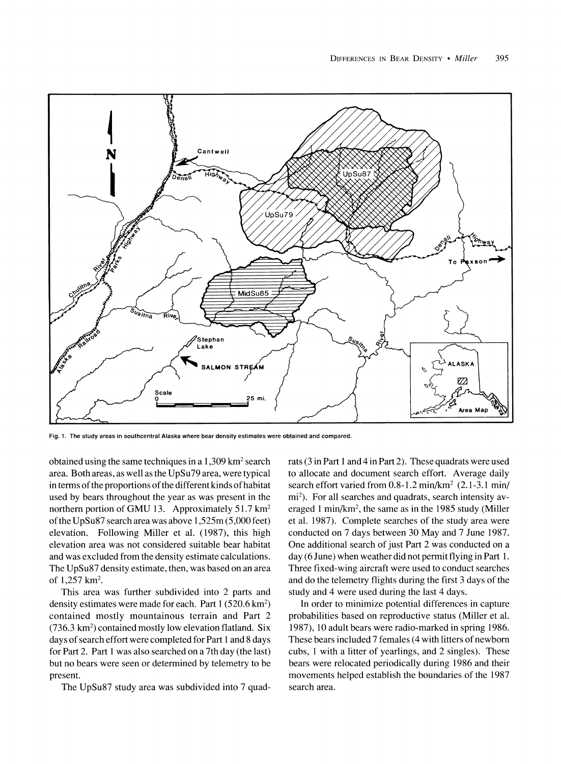Fig. 1. The study areas in southcentral Alaska where bear density estimates were obtained and compared.

obtained using the same techniques in a 1,309 km$^2$ search area. Both areas, as well as the UpSu79 area, were typical in terms of the proportions of the different kinds of habitat used by bears throughout the year as was present in the northern portion of GMU 13. Approximately 51.7 km$^2$ of the UpSu87 search area was above 1,525m (5,000 feet) elevation. Following Miller et al. (1987), this high elevation area was not considered suitable bear habitat and was excluded from the density estimate calculations. The UpSu87 density estimate, then, was based on an area of 1,257 km$^2$.

This area was further subdivided into 2 parts and density estimates were made for each. Part 1 (520.6 km$^2$) contained mostly mountainous terrain and Part 2 (736.3 km$^2$) contained mostly low elevation flatland. Six days of search effort were completed for Part 1 and 8 days for Part 2. Part 1 was also searched on a 7th day (the last) but no bears were seen or determined by telemetry to be present.

The UpSu87 study area was subdivided into 7 quadrats (3 in Part 1 and 4 in Part 2). These quadrats were used to allocate and document search effort. Average daily search effort varied from 0.8-1.2 min/km$^2$ (2.1-3.1 min/mi$^2$). For all searches and quadrats, search intensity averaged 1 min/km$^2$, the same as in the 1985 study (Miller et al. 1987). Complete searches of the study area were conducted on 7 days between 30 May and 7 June 1987. One additional search of just Part 2 was conducted on a day (6 June) when weather did not permit flying in Part 1. Three fixed-wing aircraft were used to conduct searches and do the telemetry flights during the first 3 days of the study and 4 were used during the last 4 days.

In order to minimize potential differences in capture probabilities based on reproductive status (Miller et al. 1987), 10 adult bears were radio-marked in spring 1986. These bears included 7 females (4 with litters of newborn cubs, 1 with a litter of yearlings, and 2 singles). These bears were relocated periodically during 1986 and their movements helped establish the boundaries of the 1987 search area.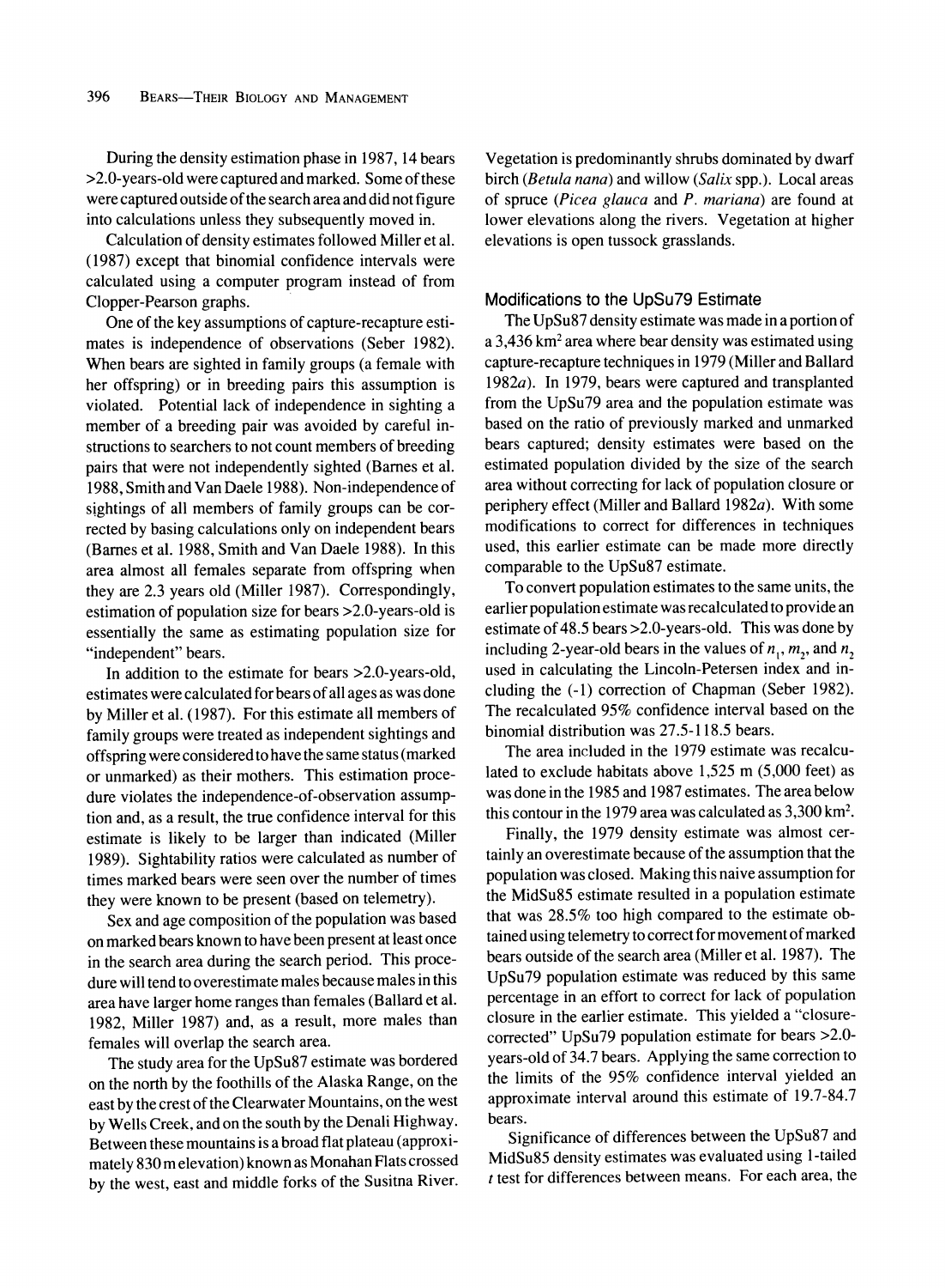During the density estimation phase in 1987, 14 bears >2.0-years-old were captured and marked. Some of these were captured outside of the search area and did not figure into calculations unless they subsequently moved in.

Calculation of density estimates followed Miller et al. (1987) except that binomial confidence intervals were calculated using a computer program instead of from Clopper-Pearson graphs.

One of the key assumptions of capture-recapture estimates is independence of observations (Seber 1982). When bears are sighted in family groups (a female with her offspring) or in breeding pairs this assumption is violated. Potential lack of independence in sighting a member of a breeding pair was avoided by careful instructions to searchers to not count members of breeding pairs that were not independently sighted (Barnes et al. 1988, Smith and Van Daele 1988). Non-independence of sightings of all members of family groups can be corrected by basing calculations only on independent bears (Barnes et al. 1988, Smith and Van Daele 1988). In this area almost all females separate from offspring when they are 2.3 years old (Miller 1987). Correspondingly, estimation of population size for bears >2.0-years-old is essentially the same as estimating population size for "independent" bears.

In addition to the estimate for bears >2.0-years-old, estimates were calculated for bears of all ages as was done by Miller et al. (1987). For this estimate all members of family groups were treated as independent sightings and offspring were considered to have the same status (marked or unmarked) as their mothers. This estimation procedure violates the independence-of-observation assumption and, as a result, the true confidence interval for this estimate is likely to be larger than indicated (Miller 1989). Sightability ratios were calculated as number of times marked bears were seen over the number of times they were known to be present (based on telemetry).

Sex and age composition of the population was based on marked bears known to have been present at least once in the search area during the search period. This procedure will tend to overestimate males because males in this area have larger home ranges than females (Ballard et al. 1982, Miller 1987) and, as a result, more males than females will overlap the search area.

The study area for the UpSu87 estimate was bordered on the north by the foothills of the Alaska Range, on the east by the crest of the Clearwater Mountains, on the west by Wells Creek, and on the south by the Denali Highway. Between these mountains is a broad flat plateau (approximately 830 m elevation) known as Monahan Flats crossed by the west, east and middle forks of the Susitna River. Vegetation is predominantly shrubs dominated by dwarf birch (*Betula nana*) and willow (*Salix* spp.). Local areas of spruce (*Picea glauca* and *P. mariana*) are found at lower elevations along the rivers. Vegetation at higher elevations is open tussock grasslands.

### Modifications to the UpSu79 Estimate

The UpSu87 density estimate was made in a portion of a 3,436 km$^2$ area where bear density was estimated using capture-recapture techniques in 1979 (Miller and Ballard 1982*a*). In 1979, bears were captured and transplanted from the UpSu79 area and the population estimate was based on the ratio of previously marked and unmarked bears captured; density estimates were based on the estimated population divided by the size of the search area without correcting for lack of population closure or periphery effect (Miller and Ballard 1982*a*). With some modifications to correct for differences in techniques used, this earlier estimate can be made more directly comparable to the UpSu87 estimate.

To convert population estimates to the same units, the earlier population estimate was recalculated to provide an estimate of 48.5 bears >2.0-years-old. This was done by including 2-year-old bears in the values of $n_1$, $m_2$, and $n_2$ used in calculating the Lincoln-Petersen index and including the (-1) correction of Chapman (Seber 1982). The recalculated 95% confidence interval based on the binomial distribution was 27.5-118.5 bears.

The area included in the 1979 estimate was recalculated to exclude habitats above 1,525 m (5,000 feet) as was done in the 1985 and 1987 estimates. The area below this contour in the 1979 area was calculated as 3,300 km$^2$.

Finally, the 1979 density estimate was almost certainly an overestimate because of the assumption that the population was closed. Making this naive assumption for the MidSu85 estimate resulted in a population estimate that was 28.5% too high compared to the estimate obtained using telemetry to correct for movement of marked bears outside of the search area (Miller et al. 1987). The UpSu79 population estimate was reduced by this same percentage in an effort to correct for lack of population closure in the earlier estimate. This yielded a "closure-corrected" UpSu79 population estimate for bears >2.0-years-old of 34.7 bears. Applying the same correction to the limits of the 95% confidence interval yielded an approximate interval around this estimate of 19.7-84.7 bears.

Significance of differences between the UpSu87 and MidSu85 density estimates was evaluated using 1-tailed *t* test for differences between means. For each area, the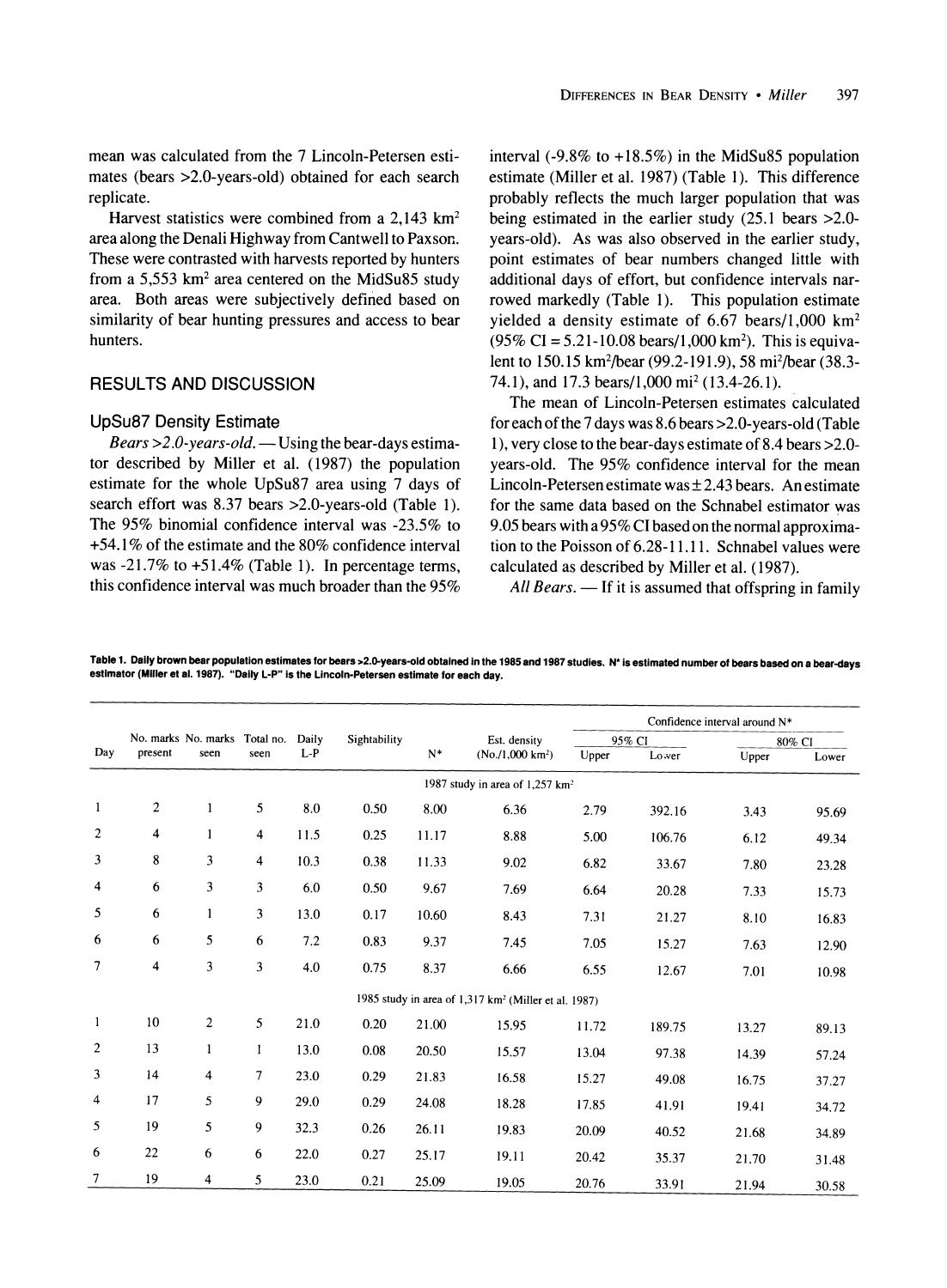mean was calculated from the 7 Lincoln-Petersen estimates (bears >2.0-years-old) obtained for each search replicate.

Harvest statistics were combined from a 2,143 km$^2$ area along the Denali Highway from Cantwell to Paxson. These were contrasted with harvests reported by hunters from a 5,553 km$^2$ area centered on the MidSu85 study area. Both areas were subjectively defined based on similarity of bear hunting pressures and access to bear hunters.

## RESULTS AND DISCUSSION

### UpSu87 Density Estimate

*Bears >2.0-years-old.* — Using the bear-days estimator described by Miller et al. (1987) the population estimate for the whole UpSu87 area using 7 days of search effort was 8.37 bears >2.0-years-old (Table 1). The 95% binomial confidence interval was -23.5% to +54.1% of the estimate and the 80% confidence interval was -21.7% to +51.4% (Table 1). In percentage terms, this confidence interval was much broader than the 95% interval (-9.8% to +18.5%) in the MidSu85 population estimate (Miller et al. 1987) (Table 1). This difference probably reflects the much larger population that was being estimated in the earlier study (25.1 bears >2.0-years-old). As was also observed in the earlier study, point estimates of bear numbers changed little with additional days of effort, but confidence intervals narrowed markedly (Table 1). This population estimate yielded a density estimate of 6.67 bears/1,000 km$^2$ (95% CI = 5.21-10.08 bears/1,000 km$^2$). This is equivalent to 150.15 km$^2$/bear (99.2-191.9), 58 mi$^2$/bear (38.3-74.1), and 17.3 bears/1,000 mi$^2$ (13.4-26.1).

The mean of Lincoln-Petersen estimates calculated for each of the 7 days was 8.6 bears >2.0-years-old (Table 1), very close to the bear-days estimate of 8.4 bears >2.0-years-old. The 95% confidence interval for the mean Lincoln-Petersen estimate was ± 2.43 bears. An estimate for the same data based on the Schnabel estimator was 9.05 bears with a 95% CI based on the normal approximation to the Poisson of 6.28-11.11. Schnabel values were calculated as described by Miller et al. (1987).

*All Bears.* — If it is assumed that offspring in family

**Table 1. Daily brown bear population estimates for bears >2.0-years-old obtained in the 1985 and 1987 studies. N\* is estimated number of bears based on a bear-days estimator (Miller et al. 1987). "Daily L-P" is the Lincoln-Petersen estimate for each day.**

| | | | | | | | | Confidence interval around N* | | | |
|---|---|---|---|---|---|---|---|---|---|---|---|
| | | | | | | | | 95% CI | | 80% CI | |
| Day | No. marks present | No. marks seen | Total no. seen | Daily L-P | Sightability | N* | Est. density (No./1,000 km$^2$) | Upper | Lower | Upper | Lower |
| 1987 study in area of 1,257 km$^2$ | | | | | | | | | | | |
| 1 | 2 | 1 | 5 | 8.0 | 0.50 | 8.00 | 6.36 | 2.79 | 392.16 | 3.43 | 95.69 |
| 2 | 4 | 1 | 4 | 11.5 | 0.25 | 11.17 | 8.88 | 5.00 | 106.76 | 6.12 | 49.34 |
| 3 | 8 | 3 | 4 | 10.3 | 0.38 | 11.33 | 9.02 | 6.82 | 33.67 | 7.80 | 23.28 |
| 4 | 6 | 3 | 3 | 6.0 | 0.50 | 9.67 | 7.69 | 6.64 | 20.28 | 7.33 | 15.73 |
| 5 | 6 | 1 | 3 | 13.0 | 0.17 | 10.60 | 8.43 | 7.31 | 21.27 | 8.10 | 16.83 |
| 6 | 6 | 5 | 6 | 7.2 | 0.83 | 9.37 | 7.45 | 7.05 | 15.27 | 7.63 | 12.90 |
| 7 | 4 | 3 | 3 | 4.0 | 0.75 | 8.37 | 6.66 | 6.55 | 12.67 | 7.01 | 10.98 |
| 1985 study in area of 1,317 km$^2$ (Miller et al. 1987) | | | | | | | | | | | |
| 1 | 10 | 2 | 5 | 21.0 | 0.20 | 21.00 | 15.95 | 11.72 | 189.75 | 13.27 | 89.13 |
| 2 | 13 | 1 | 1 | 13.0 | 0.08 | 20.50 | 15.57 | 13.04 | 97.38 | 14.39 | 57.24 |
| 3 | 14 | 4 | 7 | 23.0 | 0.29 | 21.83 | 16.58 | 15.27 | 49.08 | 16.75 | 37.27 |
| 4 | 17 | 5 | 9 | 29.0 | 0.29 | 24.08 | 18.28 | 17.85 | 41.91 | 19.41 | 34.72 |
| 5 | 19 | 5 | 9 | 32.3 | 0.26 | 26.11 | 19.83 | 20.09 | 40.52 | 21.68 | 34.89 |
| 6 | 22 | 6 | 6 | 22.0 | 0.27 | 25.17 | 19.11 | 20.42 | 35.37 | 21.70 | 31.48 |
| 7 | 19 | 4 | 5 | 23.0 | 0.21 | 25.09 | 19.05 | 20.76 | 33.91 | 21.94 | 30.58 |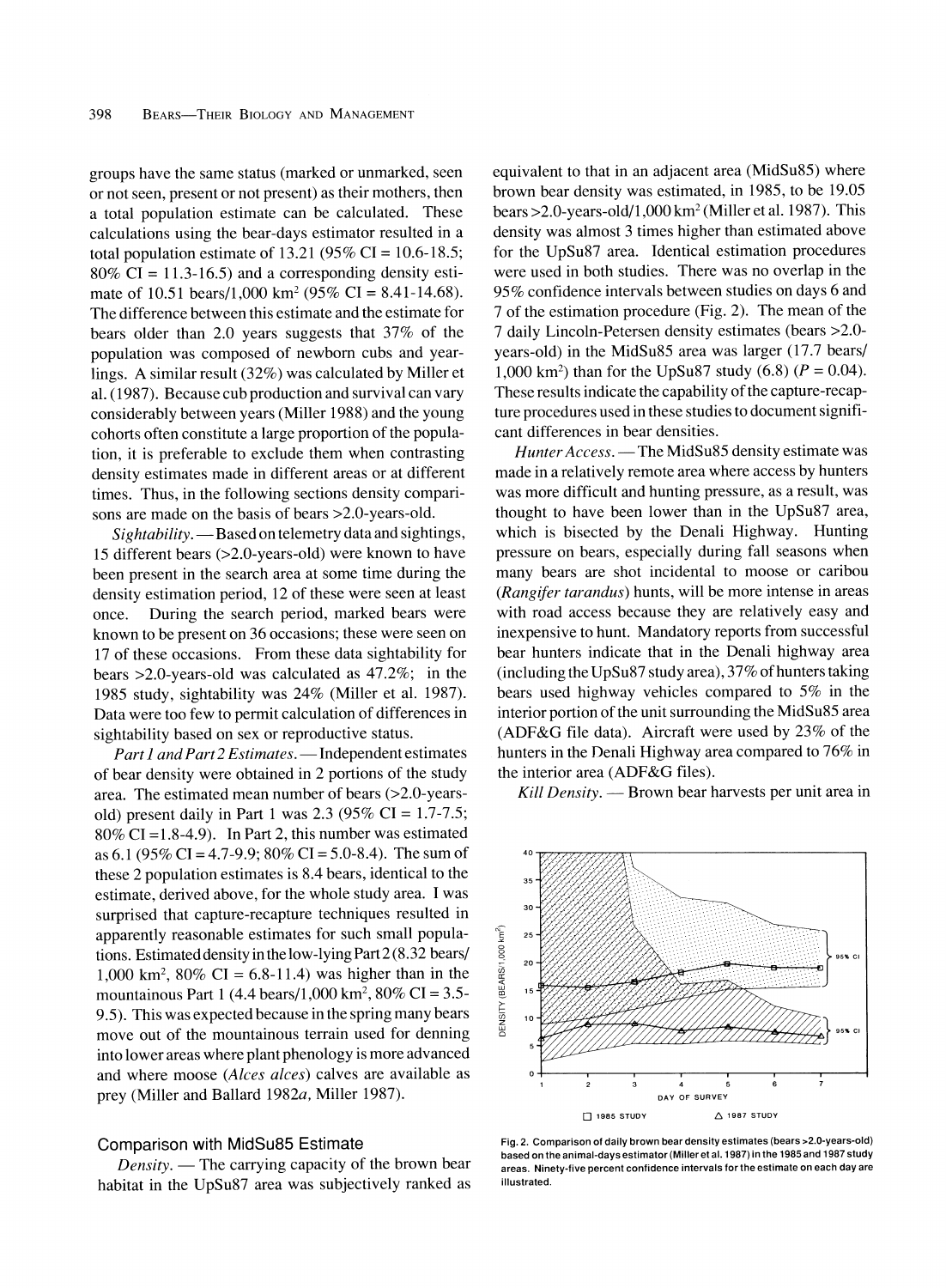groups have the same status (marked or unmarked, seen or not seen, present or not present) as their mothers, then a total population estimate can be calculated. These calculations using the bear-days estimator resulted in a total population estimate of 13.21 (95% CI = 10.6-18.5; 80% CI = 11.3-16.5) and a corresponding density estimate of 10.51 bears/1,000 km$^2$ (95% CI = 8.41-14.68). The difference between this estimate and the estimate for bears older than 2.0 years suggests that 37% of the population was composed of newborn cubs and yearlings. A similar result (32%) was calculated by Miller et al. (1987). Because cub production and survival can vary considerably between years (Miller 1988) and the young cohorts often constitute a large proportion of the population, it is preferable to exclude them when contrasting density estimates made in different areas or at different times. Thus, in the following sections density comparisons are made on the basis of bears >2.0-years-old.

*Sightability.*—Based on telemetry data and sightings, 15 different bears (>2.0-years-old) were known to have been present in the search area at some time during the density estimation period, 12 of these were seen at least once. During the search period, marked bears were known to be present on 36 occasions; these were seen on 17 of these occasions. From these data sightability for bears >2.0-years-old was calculated as 47.2%; in the 1985 study, sightability was 24% (Miller et al. 1987). Data were too few to permit calculation of differences in sightability based on sex or reproductive status.

*Part 1 and Part 2 Estimates.*—Independent estimates of bear density were obtained in 2 portions of the study area. The estimated mean number of bears (>2.0-years-old) present daily in Part 1 was 2.3 (95% CI = 1.7-7.5; 80% CI =1.8-4.9). In Part 2, this number was estimated as 6.1 (95% CI = 4.7-9.9; 80% CI = 5.0-8.4). The sum of these 2 population estimates is 8.4 bears, identical to the estimate, derived above, for the whole study area. I was surprised that capture-recapture techniques resulted in apparently reasonable estimates for such small populations. Estimated density in the low-lying Part 2 (8.32 bears/1,000 km$^2$, 80% CI = 6.8-11.4) was higher than in the mountainous Part 1 (4.4 bears/1,000 km$^2$, 80% CI = 3.5-9.5). This was expected because in the spring many bears move out of the mountainous terrain used for denning into lower areas where plant phenology is more advanced and where moose (*Alces alces*) calves are available as prey (Miller and Ballard 1982*a*, Miller 1987).

## Comparison with MidSu85 Estimate

*Density.* — The carrying capacity of the brown bear habitat in the UpSu87 area was subjectively ranked as equivalent to that in an adjacent area (MidSu85) where brown bear density was estimated, in 1985, to be 19.05 bears >2.0-years-old/1,000 km$^2$ (Miller et al. 1987). This density was almost 3 times higher than estimated above for the UpSu87 area. Identical estimation procedures were used in both studies. There was no overlap in the 95% confidence intervals between studies on days 6 and 7 of the estimation procedure (Fig. 2). The mean of the 7 daily Lincoln-Petersen density estimates (bears >2.0-years-old) in the MidSu85 area was larger (17.7 bears/1,000 km$^2$) than for the UpSu87 study (6.8) ($P = 0.04$). These results indicate the capability of the capture-recapture procedures used in these studies to document significant differences in bear densities.

*Hunter Access.* — The MidSu85 density estimate was made in a relatively remote area where access by hunters was more difficult and hunting pressure, as a result, was thought to have been lower than in the UpSu87 area, which is bisected by the Denali Highway. Hunting pressure on bears, especially during fall seasons when many bears are shot incidental to moose or caribou (*Rangifer tarandus*) hunts, will be more intense in areas with road access because they are relatively easy and inexpensive to hunt. Mandatory reports from successful bear hunters indicate that in the Denali highway area (including the UpSu87 study area), 37% of hunters taking bears used highway vehicles compared to 5% in the interior portion of the unit surrounding the MidSu85 area (ADF&G file data). Aircraft were used by 23% of the hunters in the Denali Highway area compared to 76% in the interior area (ADF&G files).

*Kill Density.* — Brown bear harvests per unit area in

Fig. 2. Comparison of daily brown bear density estimates (bears >2.0-years-old) based on the animal-days estimator (Miller et al. 1987) in the 1985 and 1987 study areas. Ninety-five percent confidence intervals for the estimate on each day are illustrated.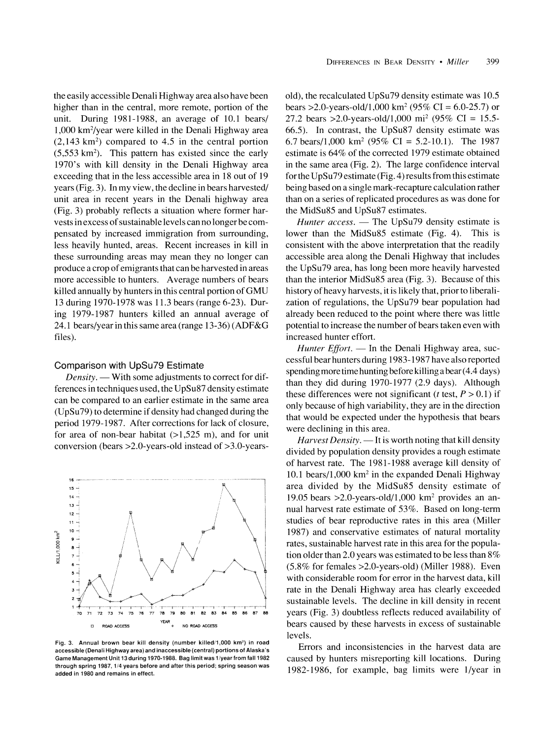the easily accessible Denali Highway area also have been higher than in the central, more remote, portion of the unit. During 1981-1988, an average of 10.1 bears/1,000 km$^2$/year were killed in the Denali Highway area (2,143 km$^2$) compared to 4.5 in the central portion (5,553 km$^2$). This pattern has existed since the early 1970's with kill density in the Denali Highway area exceeding that in the less accessible area in 18 out of 19 years (Fig. 3). In my view, the decline in bears harvested/unit area in recent years in the Denali highway area (Fig. 3) probably reflects a situation where former harvests in excess of sustainable levels can no longer be compensated by increased immigration from surrounding, less heavily hunted, areas. Recent increases in kill in these surrounding areas may mean they no longer can produce a crop of emigrants that can be harvested in areas more accessible to hunters. Average numbers of bears killed annually by hunters in this central portion of GMU 13 during 1970-1978 was 11.3 bears (range 6-23). During 1979-1987 hunters killed an annual average of 24.1 bears/year in this same area (range 13-36) (ADF&G files).

### Comparison with UpSu79 Estimate

*Density.* — With some adjustments to correct for differences in techniques used, the UpSu87 density estimate can be compared to an earlier estimate in the same area (UpSu79) to determine if density had changed during the period 1979-1987. After corrections for lack of closure, for area of non-bear habitat (>1,525 m), and for unit conversion (bears >2.0-years-old instead of >3.0-years-old), the recalculated UpSu79 density estimate was 10.5 bears >2.0-years-old/1,000 km$^2$ (95% CI = 6.0-25.7) or 27.2 bears >2.0-years-old/1,000 mi$^2$ (95% CI = 15.5-66.5). In contrast, the UpSu87 density estimate was 6.7 bears/1,000 km$^2$ (95% CI = 5.2-10.1). The 1987 estimate is 64% of the corrected 1979 estimate obtained in the same area (Fig. 2). The large confidence interval for the UpSu79 estimate (Fig. 4) results from this estimate being based on a single mark-recapture calculation rather than on a series of replicated procedures as was done for the MidSu85 and UpSu87 estimates.

*Hunter access.* — The UpSu79 density estimate is lower than the MidSu85 estimate (Fig. 4). This is consistent with the above interpretation that the readily accessible area along the Denali Highway that includes the UpSu79 area, has long been more heavily harvested than the interior MidSu85 area (Fig. 3). Because of this history of heavy harvests, it is likely that, prior to liberalization of regulations, the UpSu79 bear population had already been reduced to the point where there was little potential to increase the number of bears taken even with increased hunter effort.

*Hunter Effort.* — In the Denali Highway area, successful bear hunters during 1983-1987 have also reported spending more time hunting before killing a bear (4.4 days) than they did during 1970-1977 (2.9 days). Although these differences were not significant ($t$ test, $P > 0.1$) if only because of high variability, they are in the direction that would be expected under the hypothesis that bears were declining in this area.

*Harvest Density.* — It is worth noting that kill density divided by population density provides a rough estimate of harvest rate. The 1981-1988 average kill density of 10.1 bears/1,000 km$^2$ in the expanded Denali Highway area divided by the MidSu85 density estimate of 19.05 bears >2.0-years-old/1,000 km$^2$ provides an annual harvest rate estimate of 53%. Based on long-term studies of bear reproductive rates in this area (Miller 1987) and conservative estimates of natural mortality rates, sustainable harvest rate in this area for the population older than 2.0 years was estimated to be less than 8% (5.8% for females >2.0-years-old) (Miller 1988). Even with considerable room for error in the harvest data, kill rate in the Denali Highway area has clearly exceeded sustainable levels. The decline in kill density in recent years (Fig. 3) doubtless reflects reduced availability of bears caused by these harvests in excess of sustainable levels.

Errors and inconsistencies in the harvest data are caused by hunters misreporting kill locations. During 1982-1986, for example, bag limits were 1/year in

Fig. 3. Annual brown bear kill density (number killed/1,000 km$^2$) in road accessible (Denali Highway area) and inaccessible (central) portions of Alaska's Game Management Unit 13 during 1970-1988. Bag limit was 1/year from fall 1982 through spring 1987, 1/4 years before and after this period; spring season was added in 1980 and remains in effect.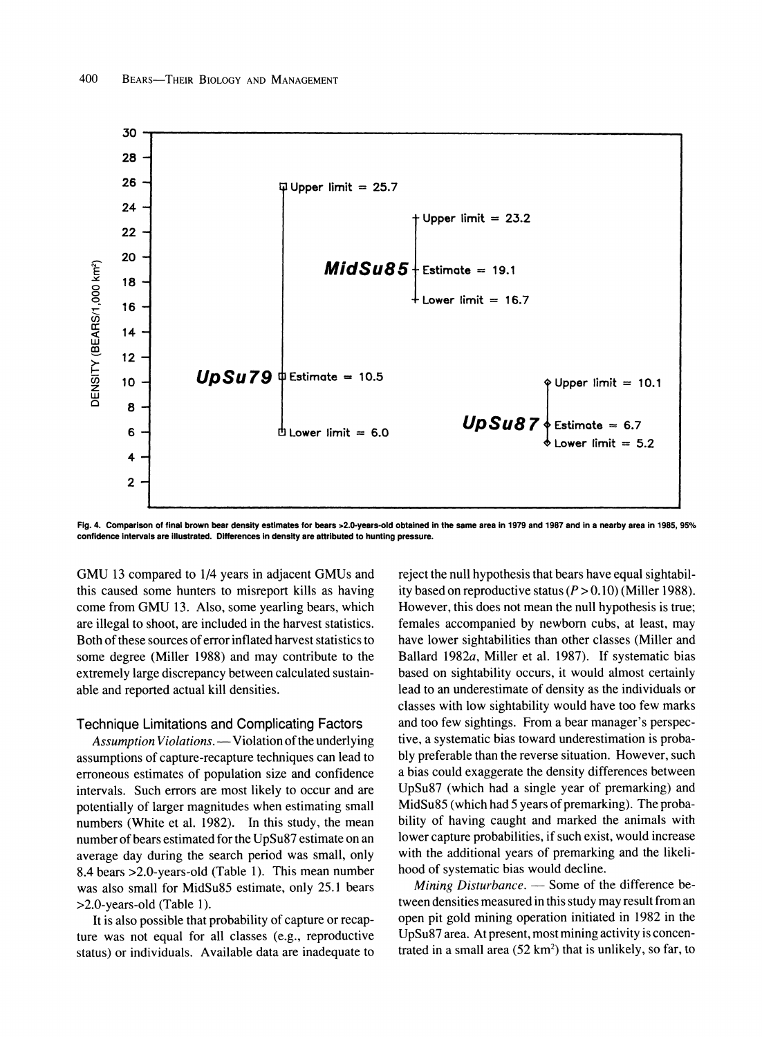Fig. 4. Comparison of final brown bear density estimates for bears >2.0-years-old obtained in the same area in 1979 and 1987 and in a nearby area in 1985, 95% confidence intervals are illustrated. Differences in density are attributed to hunting pressure.

GMU 13 compared to 1/4 years in adjacent GMUs and this caused some hunters to misreport kills as having come from GMU 13. Also, some yearling bears, which are illegal to shoot, are included in the harvest statistics. Both of these sources of error inflated harvest statistics to some degree (Miller 1988) and may contribute to the extremely large discrepancy between calculated sustainable and reported actual kill densities.

## Technique Limitations and Complicating Factors

*Assumption Violations.* — Violation of the underlying assumptions of capture-recapture techniques can lead to erroneous estimates of population size and confidence intervals. Such errors are most likely to occur and are potentially of larger magnitudes when estimating small numbers (White et al. 1982). In this study, the mean number of bears estimated for the UpSu87 estimate on an average day during the search period was small, only 8.4 bears >2.0-years-old (Table 1). This mean number was also small for MidSu85 estimate, only 25.1 bears >2.0-years-old (Table 1).

It is also possible that probability of capture or recapture was not equal for all classes (e.g., reproductive status) or individuals. Available data are inadequate to reject the null hypothesis that bears have equal sightability based on reproductive status ($P > 0.10$) (Miller 1988). However, this does not mean the null hypothesis is true; females accompanied by newborn cubs, at least, may have lower sightabilities than other classes (Miller and Ballard 1982*a*, Miller et al. 1987). If systematic bias based on sightability occurs, it would almost certainly lead to an underestimate of density as the individuals or classes with low sightability would have too few marks and too few sightings. From a bear manager's perspective, a systematic bias toward underestimation is probably preferable than the reverse situation. However, such a bias could exaggerate the density differences between UpSu87 (which had a single year of premarking) and MidSu85 (which had 5 years of premarking). The probability of having caught and marked the animals with lower capture probabilities, if such exist, would increase with the additional years of premarking and the likelihood of systematic bias would decline.

*Mining Disturbance.* — Some of the difference between densities measured in this study may result from an open pit gold mining operation initiated in 1982 in the UpSu87 area. At present, most mining activity is concentrated in a small area (52 km$^2$) that is unlikely, so far, to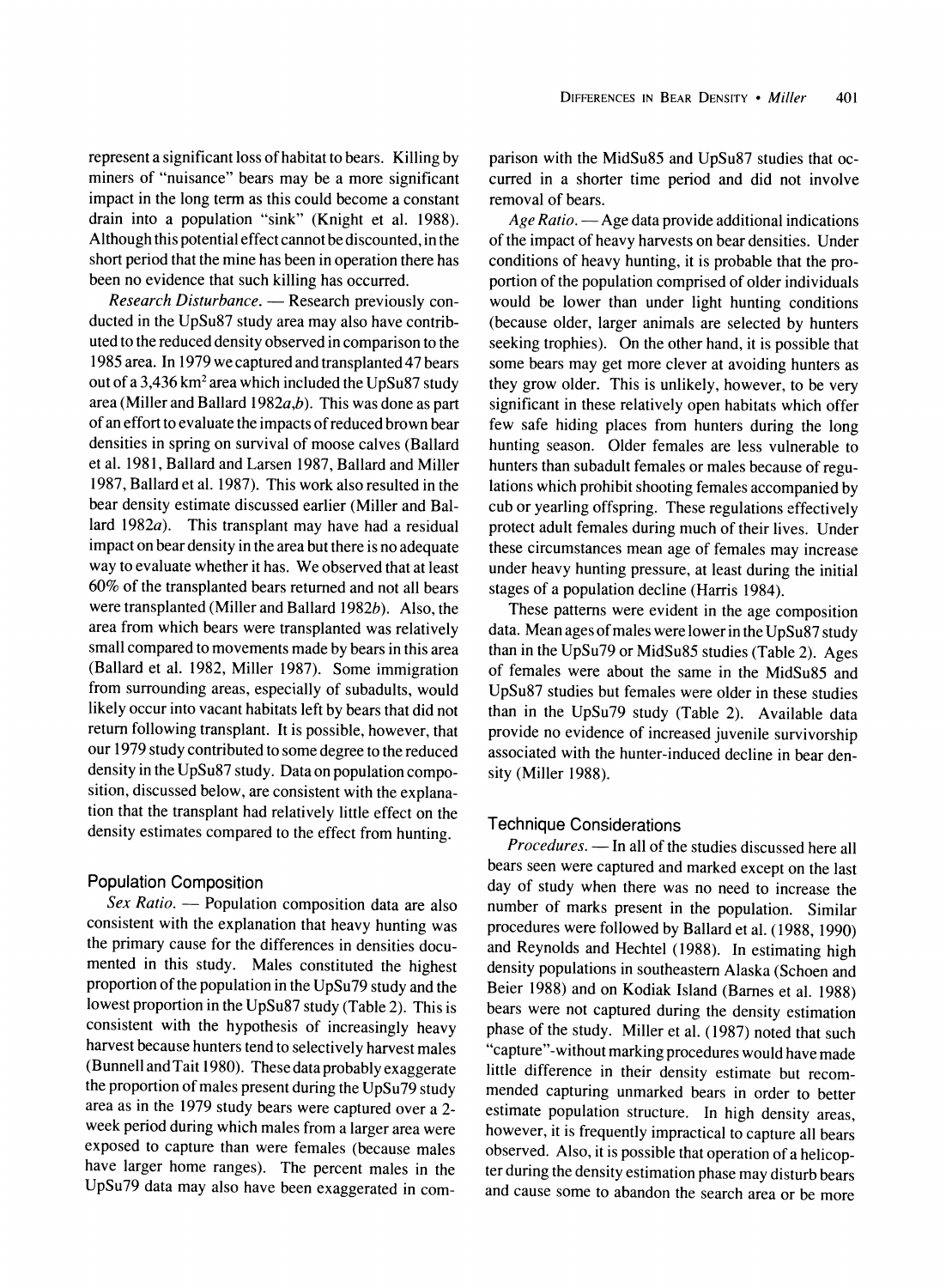represent a significant loss of habitat to bears. Killing by miners of "nuisance" bears may be a more significant impact in the long term as this could become a constant drain into a population "sink" (Knight et al. 1988). Although this potential effect cannot be discounted, in the short period that the mine has been in operation there has been no evidence that such killing has occurred.

*Research Disturbance.* — Research previously conducted in the UpSu87 study area may also have contributed to the reduced density observed in comparison to the 1985 area. In 1979 we captured and transplanted 47 bears out of a 3,436 km$^2$ area which included the UpSu87 study area (Miller and Ballard 1982*a*,*b*). This was done as part of an effort to evaluate the impacts of reduced brown bear densities in spring on survival of moose calves (Ballard et al. 1981, Ballard and Larsen 1987, Ballard and Miller 1987, Ballard et al. 1987). This work also resulted in the bear density estimate discussed earlier (Miller and Ballard 1982*a*). This transplant may have had a residual impact on bear density in the area but there is no adequate way to evaluate whether it has. We observed that at least 60% of the transplanted bears returned and not all bears were transplanted (Miller and Ballard 1982*b*). Also, the area from which bears were transplanted was relatively small compared to movements made by bears in this area (Ballard et al. 1982, Miller 1987). Some immigration from surrounding areas, especially of subadults, would likely occur into vacant habitats left by bears that did not return following transplant. It is possible, however, that our 1979 study contributed to some degree to the reduced density in the UpSu87 study. Data on population composition, discussed below, are consistent with the explanation that the transplant had relatively little effect on the density estimates compared to the effect from hunting.

## Population Composition

*Sex Ratio.* — Population composition data are also consistent with the explanation that heavy hunting was the primary cause for the differences in densities documented in this study. Males constituted the highest proportion of the population in the UpSu79 study and the lowest proportion in the UpSu87 study (Table 2). This is consistent with the hypothesis of increasingly heavy harvest because hunters tend to selectively harvest males (Bunnell and Tait 1980). These data probably exaggerate the proportion of males present during the UpSu79 study area as in the 1979 study bears were captured over a 2-week period during which males from a larger area were exposed to capture than were females (because males have larger home ranges). The percent males in the UpSu79 data may also have been exaggerated in comparison with the MidSu85 and UpSu87 studies that occurred in a shorter time period and did not involve removal of bears.

*Age Ratio.* — Age data provide additional indications of the impact of heavy harvests on bear densities. Under conditions of heavy hunting, it is probable that the proportion of the population comprised of older individuals would be lower than under light hunting conditions (because older, larger animals are selected by hunters seeking trophies). On the other hand, it is possible that some bears may get more clever at avoiding hunters as they grow older. This is unlikely, however, to be very significant in these relatively open habitats which offer few safe hiding places from hunters during the long hunting season. Older females are less vulnerable to hunters than subadult females or males because of regulations which prohibit shooting females accompanied by cub or yearling offspring. These regulations effectively protect adult females during much of their lives. Under these circumstances mean age of females may increase under heavy hunting pressure, at least during the initial stages of a population decline (Harris 1984).

These patterns were evident in the age composition data. Mean ages of males were lower in the UpSu87 study than in the UpSu79 or MidSu85 studies (Table 2). Ages of females were about the same in the MidSu85 and UpSu87 studies but females were older in these studies than in the UpSu79 study (Table 2). Available data provide no evidence of increased juvenile survivorship associated with the hunter-induced decline in bear density (Miller 1988).

## Technique Considerations

*Procedures.* — In all of the studies discussed here all bears seen were captured and marked except on the last day of study when there was no need to increase the number of marks present in the population. Similar procedures were followed by Ballard et al. (1988, 1990) and Reynolds and Hechtel (1988). In estimating high density populations in southeastern Alaska (Schoen and Beier 1988) and on Kodiak Island (Barnes et al. 1988) bears were not captured during the density estimation phase of the study. Miller et al. (1987) noted that such "capture"-without marking procedures would have made little difference in their density estimate but recommended capturing unmarked bears in order to better estimate population structure. In high density areas, however, it is frequently impractical to capture all bears observed. Also, it is possible that operation of a helicopter during the density estimation phase may disturb bears and cause some to abandon the search area or be more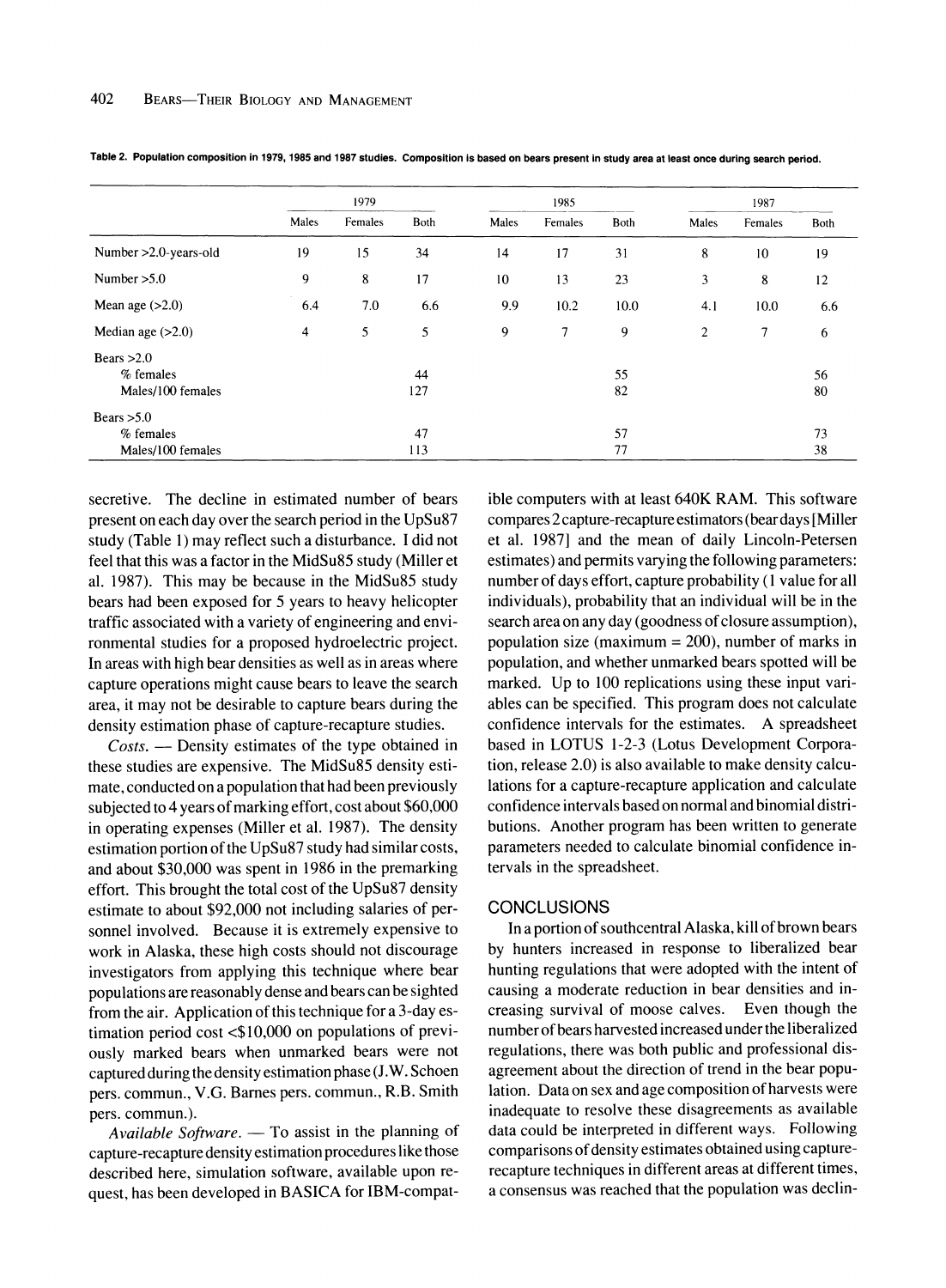Table 2. Population composition in 1979, 1985 and 1987 studies. Composition is based on bears present in study area at least once during search period.

| | 1979 | | | 1985 | | | 1987 | | |
|---|---|---|---|---|---|---|---|---|---|
| | Males | Females | Both | Males | Females | Both | Males | Females | Both |
| Number >2.0-years-old | 19 | 15 | 34 | 14 | 17 | 31 | 8 | 10 | 19 |
| Number >5.0 | 9 | 8 | 17 | 10 | 13 | 23 | 3 | 8 | 12 |
| Mean age (>2.0) | 6.4 | 7.0 | 6.6 | 9.9 | 10.2 | 10.0 | 4.1 | 10.0 | 6.6 |
| Median age (>2.0) | 4 | 5 | 5 | 9 | 7 | 9 | 2 | 7 | 6 |
| Bears >2.0 | | | | | | | | | |
| % females | | | 44 | | | 55 | | | 56 |
| Males/100 females | | | 127 | | | 82 | | | 80 |
| Bears >5.0 | | | | | | | | | |
| % females | | | 47 | | | 57 | | | 73 |
| Males/100 females | | | 113 | | | 77 | | | 38 |

secretive. The decline in estimated number of bears present on each day over the search period in the UpSu87 study (Table 1) may reflect such a disturbance. I did not feel that this was a factor in the MidSu85 study (Miller et al. 1987). This may be because in the MidSu85 study bears had been exposed for 5 years to heavy helicopter traffic associated with a variety of engineering and environmental studies for a proposed hydroelectric project. In areas with high bear densities as well as in areas where capture operations might cause bears to leave the search area, it may not be desirable to capture bears during the density estimation phase of capture-recapture studies.

*Costs.* — Density estimates of the type obtained in these studies are expensive. The MidSu85 density estimate, conducted on a population that had been previously subjected to 4 years of marking effort, cost about $60,000 in operating expenses (Miller et al. 1987). The density estimation portion of the UpSu87 study had similar costs, and about $30,000 was spent in 1986 in the premarking effort. This brought the total cost of the UpSu87 density estimate to about $92,000 not including salaries of personnel involved. Because it is extremely expensive to work in Alaska, these high costs should not discourage investigators from applying this technique where bear populations are reasonably dense and bears can be sighted from the air. Application of this technique for a 3-day estimation period cost <$10,000 on populations of previously marked bears when unmarked bears were not captured during the density estimation phase (J.W. Schoen pers. commun., V.G. Barnes pers. commun., R.B. Smith pers. commun.).

*Available Software.* — To assist in the planning of capture-recapture density estimation procedures like those described here, simulation software, available upon request, has been developed in BASICA for IBM-compatible computers with at least 640K RAM. This software compares 2 capture-recapture estimators (bear days [Miller et al. 1987] and the mean of daily Lincoln-Petersen estimates) and permits varying the following parameters: number of days effort, capture probability (1 value for all individuals), probability that an individual will be in the search area on any day (goodness of closure assumption), population size (maximum = 200), number of marks in population, and whether unmarked bears spotted will be marked. Up to 100 replications using these input variables can be specified. This program does not calculate confidence intervals for the estimates. A spreadsheet based in LOTUS 1-2-3 (Lotus Development Corporation, release 2.0) is also available to make density calculations for a capture-recapture application and calculate confidence intervals based on normal and binomial distributions. Another program has been written to generate parameters needed to calculate binomial confidence intervals in the spreadsheet.

## CONCLUSIONS

In a portion of southcentral Alaska, kill of brown bears by hunters increased in response to liberalized bear hunting regulations that were adopted with the intent of causing a moderate reduction in bear densities and increasing survival of moose calves. Even though the number of bears harvested increased under the liberalized regulations, there was both public and professional disagreement about the direction of trend in the bear population. Data on sex and age composition of harvests were inadequate to resolve these disagreements as available data could be interpreted in different ways. Following comparisons of density estimates obtained using capture-recapture techniques in different areas at different times, a consensus was reached that the population was declin-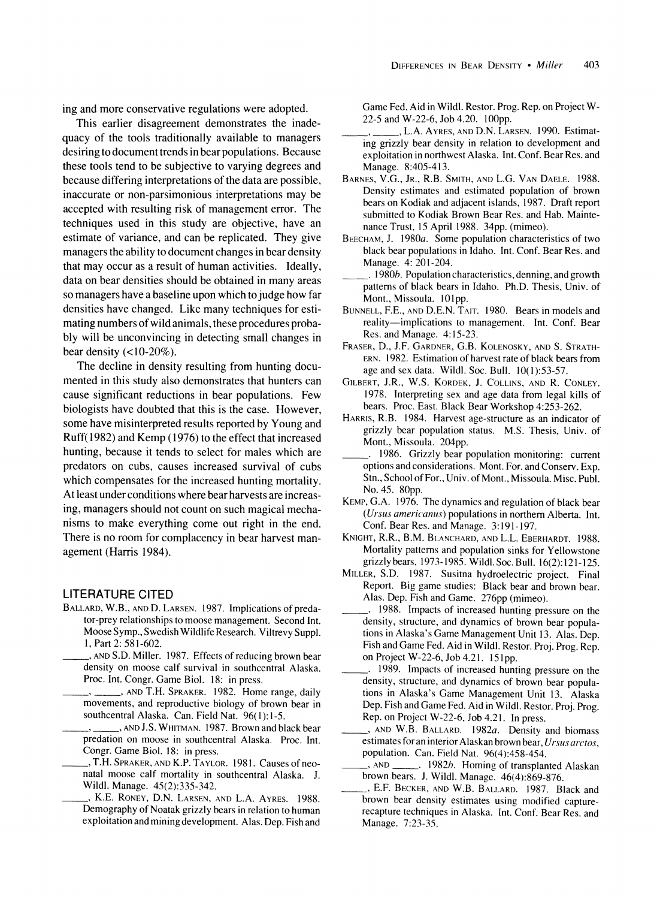ing and more conservative regulations were adopted.

This earlier disagreement demonstrates the inadequacy of the tools traditionally available to managers desiring to document trends in bear populations. Because these tools tend to be subjective to varying degrees and because differing interpretations of the data are possible, inaccurate or non-parsimonious interpretations may be accepted with resulting risk of management error. The techniques used in this study are objective, have an estimate of variance, and can be replicated. They give managers the ability to document changes in bear density that may occur as a result of human activities. Ideally, data on bear densities should be obtained in many areas so managers have a baseline upon which to judge how far densities have changed. Like many techniques for estimating numbers of wild animals, these procedures probably will be unconvincing in detecting small changes in bear density (<10-20%).

The decline in density resulting from hunting documented in this study also demonstrates that hunters can cause significant reductions in bear populations. Few biologists have doubted that this is the case. However, some have misinterpreted results reported by Young and Ruff(1982) and Kemp (1976) to the effect that increased hunting, because it tends to select for males which are predators on cubs, causes increased survival of cubs which compensates for the increased hunting mortality. At least under conditions where bear harvests are increasing, managers should not count on such magical mechanisms to make everything come out right in the end. There is no room for complacency in bear harvest management (Harris 1984).

## LITERATURE CITED

Ballard, W.B., and D. Larsen. 1987. Implications of predator-prey relationships to moose management. Second Int. Moose Symp., Swedish Wildlife Research. Viltrevy Suppl. 1, Part 2: 581-602.

_____, and S.D. Miller. 1987. Effects of reducing brown bear density on moose calf survival in southcentral Alaska. Proc. Int. Congr. Game Biol. 18: in press.

_____, _____, and T.H. Spraker. 1982. Home range, daily movements, and reproductive biology of brown bear in southcentral Alaska. Can. Field Nat. 96(1):1-5.

_____, _____, and J.S. Whitman. 1987. Brown and black bear predation on moose in southcentral Alaska. Proc. Int. Congr. Game Biol. 18: in press.

_____, T.H. Spraker, and K.P. Taylor. 1981. Causes of neonatal moose calf mortality in southcentral Alaska. J. Wildl. Manage. 45(2):335-342.

_____, K.E. Roney, D.N. Larsen, and L.A. Ayres. 1988. Demography of Noatak grizzly bears in relation to human exploitation and mining development. Alas. Dep. Fish and Game Fed. Aid in Wildl. Restor. Prog. Rep. on Project W-22-5 and W-22-6, Job 4.20. 100pp.

_____, _____, L.A. Ayres, and D.N. Larsen. 1990. Estimating grizzly bear density in relation to development and exploitation in northwest Alaska. Int. Conf. Bear Res. and Manage. 8:405-413.

Barnes, V.G., Jr., R.B. Smith, and L.G. Van Daele. 1988. Density estimates and estimated population of brown bears on Kodiak and adjacent islands, 1987. Draft report submitted to Kodiak Brown Bear Res. and Hab. Maintenance Trust, 15 April 1988. 34pp. (mimeo).

Beecham, J. 1980*a*. Some population characteristics of two black bear populations in Idaho. Int. Conf. Bear Res. and Manage. 4: 201-204.

_____. 1980*b*. Population characteristics, denning, and growth patterns of black bears in Idaho. Ph.D. Thesis, Univ. of Mont., Missoula. 101pp.

Bunnell, F.E., and D.E.N. Tait. 1980. Bears in models and reality—implications to management. Int. Conf. Bear Res. and Manage. 4:15-23.

Fraser, D., J.F. Gardner, G.B. Kolenosky, and S. Strathern. 1982. Estimation of harvest rate of black bears from age and sex data. Wildl. Soc. Bull. 10(1):53-57.

Gilbert, J.R., W.S. Kordek, J. Collins, and R. Conley. 1978. Interpreting sex and age data from legal kills of bears. Proc. East. Black Bear Workshop 4:253-262.

Harris, R.B. 1984. Harvest age-structure as an indicator of grizzly bear population status. M.S. Thesis, Univ. of Mont., Missoula. 204pp.

_____. 1986. Grizzly bear population monitoring: current options and considerations. Mont. For. and Conserv. Exp. Stn., School of For., Univ. of Mont., Missoula. Misc. Publ. No. 45. 80pp.

Kemp, G.A. 1976. The dynamics and regulation of black bear (*Ursus americanus*) populations in northern Alberta. Int. Conf. Bear Res. and Manage. 3:191-197.

Knight, R.R., B.M. Blanchard, and L.L. Eberhardt. 1988. Mortality patterns and population sinks for Yellowstone grizzly bears, 1973-1985. Wildl. Soc. Bull. 16(2):121-125.

Miller, S.D. 1987. Susitna hydroelectric project. Final Report. Big game studies: Black bear and brown bear. Alas. Dep. Fish and Game. 276pp (mimeo).

_____. 1988. Impacts of increased hunting pressure on the density, structure, and dynamics of brown bear populations in Alaska's Game Management Unit 13. Alas. Dep. Fish and Game Fed. Aid in Wildl. Restor. Proj. Prog. Rep. on Project W-22-6, Job 4.21. 151pp.

_____. 1989. Impacts of increased hunting pressure on the density, structure, and dynamics of brown bear populations in Alaska's Game Management Unit 13. Alaska Dep. Fish and Game Fed. Aid in Wildl. Restor. Proj. Prog. Rep. on Project W-22-6, Job 4.21. In press.

_____, and W.B. Ballard. 1982*a*. Density and biomass estimates for an interior Alaskan brown bear, *Ursus arctos*, population. Can. Field Nat. 96(4):458-454.

_____, and _____. 1982*b*. Homing of transplanted Alaskan brown bears. J. Wildl. Manage. 46(4):869-876.

_____, E.F. Becker, and W.B. Ballard. 1987. Black and brown bear density estimates using modified capture-recapture techniques in Alaska. Int. Conf. Bear Res. and Manage. 7:23-35.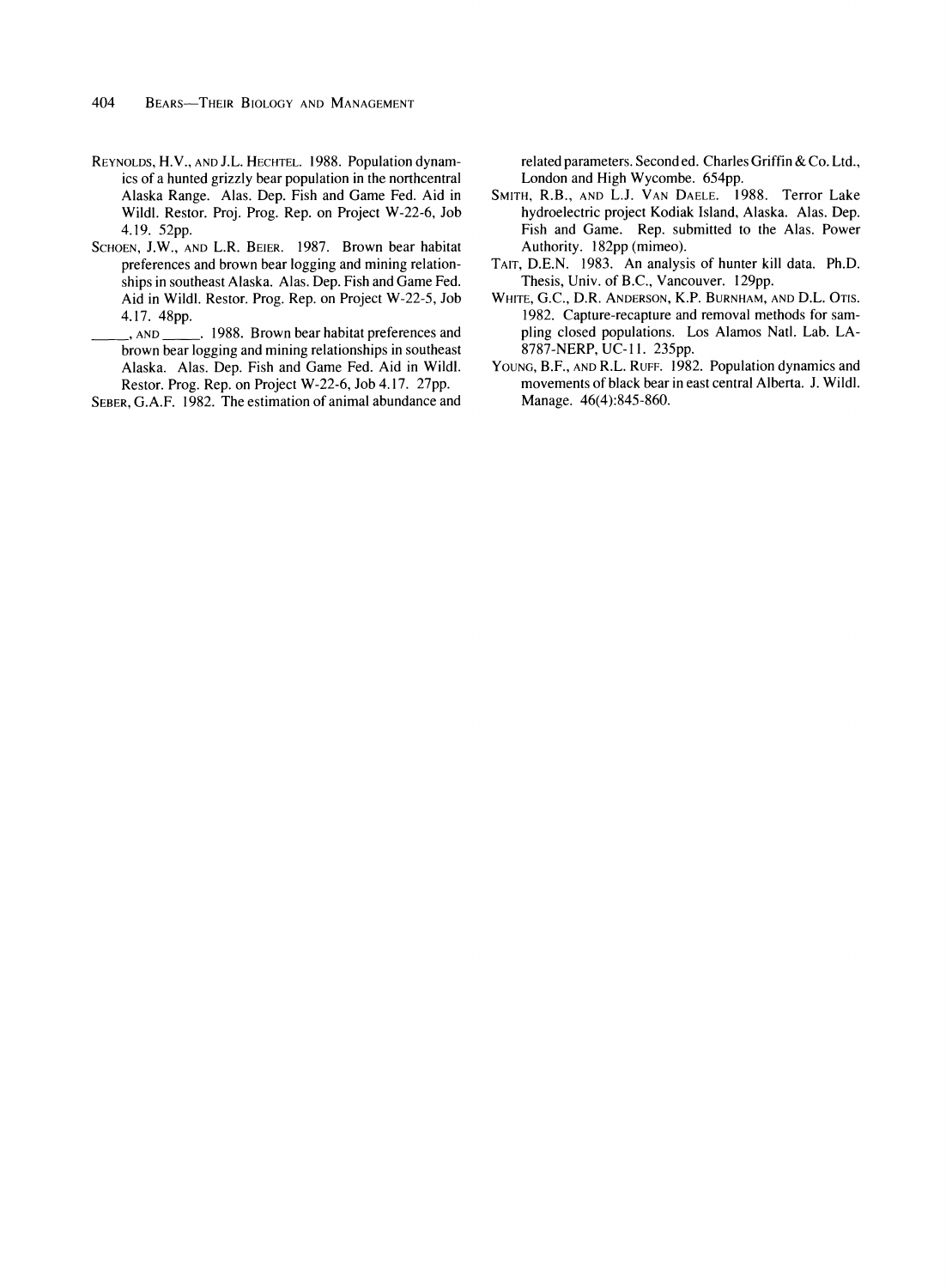REYNOLDS, H.V., AND J.L. HECHTEL. 1988. Population dynamics of a hunted grizzly bear population in the northcentral Alaska Range. Alas. Dep. Fish and Game Fed. Aid in Wildl. Restor. Proj. Prog. Rep. on Project W-22-6, Job 4.19. 52pp.

SCHOEN, J.W., AND L.R. BEIER. 1987. Brown bear habitat preferences and brown bear logging and mining relationships in southeast Alaska. Alas. Dep. Fish and Game Fed. Aid in Wildl. Restor. Prog. Rep. on Project W-22-5, Job 4.17. 48pp.

_____, AND _____. 1988. Brown bear habitat preferences and brown bear logging and mining relationships in southeast Alaska. Alas. Dep. Fish and Game Fed. Aid in Wildl. Restor. Prog. Rep. on Project W-22-6, Job 4.17. 27pp.

SEBER, G.A.F. 1982. The estimation of animal abundance and related parameters. Second ed. Charles Griffin & Co. Ltd., London and High Wycombe. 654pp.

SMITH, R.B., AND L.J. VAN DAELE. 1988. Terror Lake hydroelectric project Kodiak Island, Alaska. Alas. Dep. Fish and Game. Rep. submitted to the Alas. Power Authority. 182pp (mimeo).

TAIT, D.E.N. 1983. An analysis of hunter kill data. Ph.D. Thesis, Univ. of B.C., Vancouver. 129pp.

WHITE, G.C., D.R. ANDERSON, K.P. BURNHAM, AND D.L. OTIS. 1982. Capture-recapture and removal methods for sampling closed populations. Los Alamos Natl. Lab. LA-8787-NERP, UC-11. 235pp.

YOUNG, B.F., AND R.L. RUFF. 1982. Population dynamics and movements of black bear in east central Alberta. J. Wildl. Manage. 46(4):845-860.